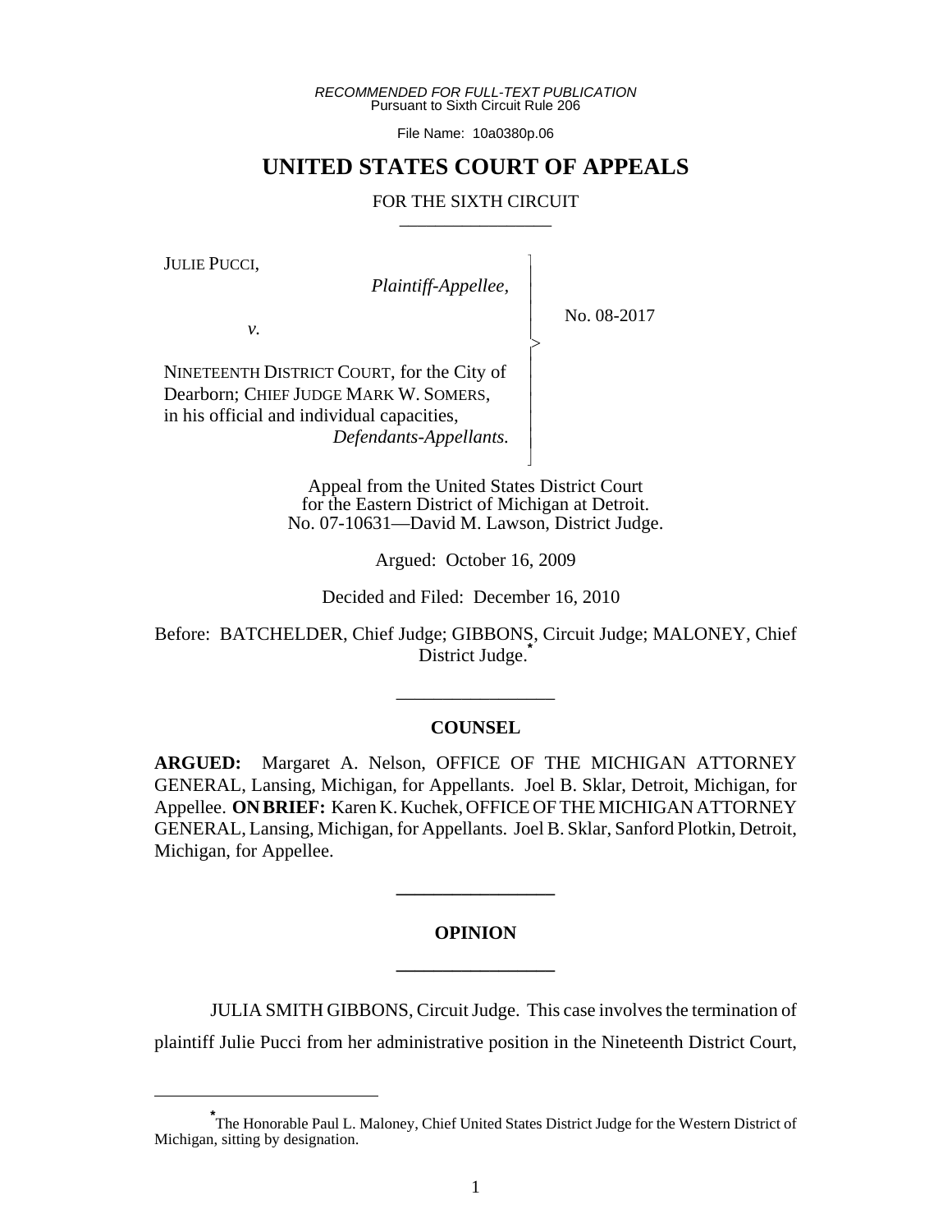*RECOMMENDED FOR FULL-TEXT PUBLICATION*
Pursuant to Sixth Circuit Rule 206

File Name: 10a0380p.06

# UNITED STATES COURT OF APPEALS

## FOR THE SIXTH CIRCUIT

JULIE PUCCI,
*Plaintiff-Appellee,*

*v.*

NINETEENTH DISTRICT COURT, for the City of Dearborn; CHIEF JUDGE MARK W. SOMERS, in his official and individual capacities,
*Defendants-Appellants.*

No. 08-2017

Appeal from the United States District Court for the Eastern District of Michigan at Detroit.
No. 07-10631—David M. Lawson, District Judge.

Argued: October 16, 2009

Decided and Filed: December 16, 2010

Before: BATCHELDER, Chief Judge; GIBBONS, Circuit Judge; MALONEY, Chief District Judge.*

## COUNSEL

**ARGUED:** Margaret A. Nelson, OFFICE OF THE MICHIGAN ATTORNEY GENERAL, Lansing, Michigan, for Appellants. Joel B. Sklar, Detroit, Michigan, for Appellee. **ON BRIEF:** Karen K. Kuchek, OFFICE OF THE MICHIGAN ATTORNEY GENERAL, Lansing, Michigan, for Appellants. Joel B. Sklar, Sanford Plotkin, Detroit, Michigan, for Appellee.

## OPINION

JULIA SMITH GIBBONS, Circuit Judge. This case involves the termination of plaintiff Julie Pucci from her administrative position in the Nineteenth District Court,

---

*The Honorable Paul L. Maloney, Chief United States District Judge for the Western District of Michigan, sitting by designation.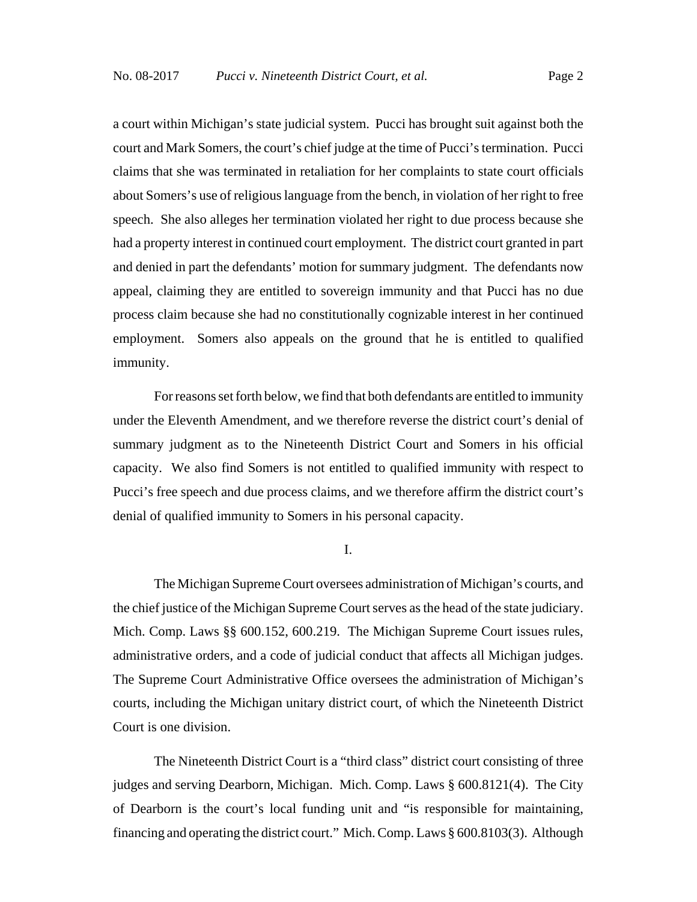a court within Michigan's state judicial system. Pucci has brought suit against both the court and Mark Somers, the court's chief judge at the time of Pucci's termination. Pucci claims that she was terminated in retaliation for her complaints to state court officials about Somers's use of religious language from the bench, in violation of her right to free speech. She also alleges her termination violated her right to due process because she had a property interest in continued court employment. The district court granted in part and denied in part the defendants' motion for summary judgment. The defendants now appeal, claiming they are entitled to sovereign immunity and that Pucci has no due process claim because she had no constitutionally cognizable interest in her continued employment. Somers also appeals on the ground that he is entitled to qualified immunity.

For reasons set forth below, we find that both defendants are entitled to immunity under the Eleventh Amendment, and we therefore reverse the district court's denial of summary judgment as to the Nineteenth District Court and Somers in his official capacity. We also find Somers is not entitled to qualified immunity with respect to Pucci's free speech and due process claims, and we therefore affirm the district court's denial of qualified immunity to Somers in his personal capacity.

## I.

The Michigan Supreme Court oversees administration of Michigan's courts, and the chief justice of the Michigan Supreme Court serves as the head of the state judiciary. Mich. Comp. Laws §§ 600.152, 600.219. The Michigan Supreme Court issues rules, administrative orders, and a code of judicial conduct that affects all Michigan judges. The Supreme Court Administrative Office oversees the administration of Michigan's courts, including the Michigan unitary district court, of which the Nineteenth District Court is one division.

The Nineteenth District Court is a "third class" district court consisting of three judges and serving Dearborn, Michigan. Mich. Comp. Laws § 600.8121(4). The City of Dearborn is the court's local funding unit and "is responsible for maintaining, financing and operating the district court." Mich. Comp. Laws § 600.8103(3). Although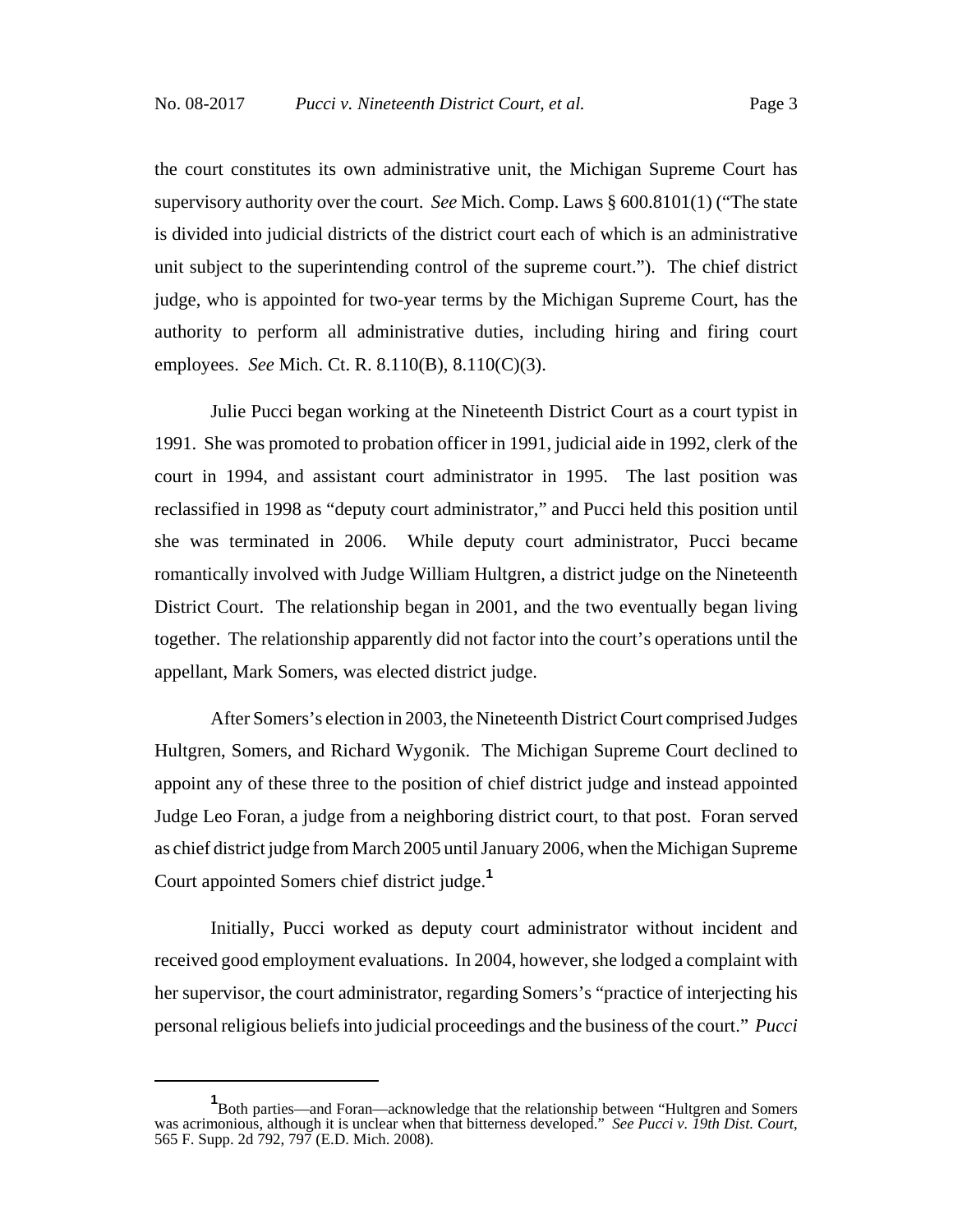the court constitutes its own administrative unit, the Michigan Supreme Court has supervisory authority over the court. *See* Mich. Comp. Laws § 600.8101(1) ("The state is divided into judicial districts of the district court each of which is an administrative unit subject to the superintending control of the supreme court."). The chief district judge, who is appointed for two-year terms by the Michigan Supreme Court, has the authority to perform all administrative duties, including hiring and firing court employees. *See* Mich. Ct. R. 8.110(B), 8.110(C)(3).

Julie Pucci began working at the Nineteenth District Court as a court typist in 1991. She was promoted to probation officer in 1991, judicial aide in 1992, clerk of the court in 1994, and assistant court administrator in 1995. The last position was reclassified in 1998 as "deputy court administrator," and Pucci held this position until she was terminated in 2006. While deputy court administrator, Pucci became romantically involved with Judge William Hultgren, a district judge on the Nineteenth District Court. The relationship began in 2001, and the two eventually began living together. The relationship apparently did not factor into the court's operations until the appellant, Mark Somers, was elected district judge.

After Somers's election in 2003, the Nineteenth District Court comprised Judges Hultgren, Somers, and Richard Wygonik. The Michigan Supreme Court declined to appoint any of these three to the position of chief district judge and instead appointed Judge Leo Foran, a judge from a neighboring district court, to that post. Foran served as chief district judge from March 2005 until January 2006, when the Michigan Supreme Court appointed Somers chief district judge.[1]

Initially, Pucci worked as deputy court administrator without incident and received good employment evaluations. In 2004, however, she lodged a complaint with her supervisor, the court administrator, regarding Somers's "practice of interjecting his personal religious beliefs into judicial proceedings and the business of the court." *Pucci*

---

[1] Both parties—and Foran—acknowledge that the relationship between "Hultgren and Somers was acrimonious, although it is unclear when that bitterness developed." *See Pucci v. 19th Dist. Court*, 565 F. Supp. 2d 792, 797 (E.D. Mich. 2008).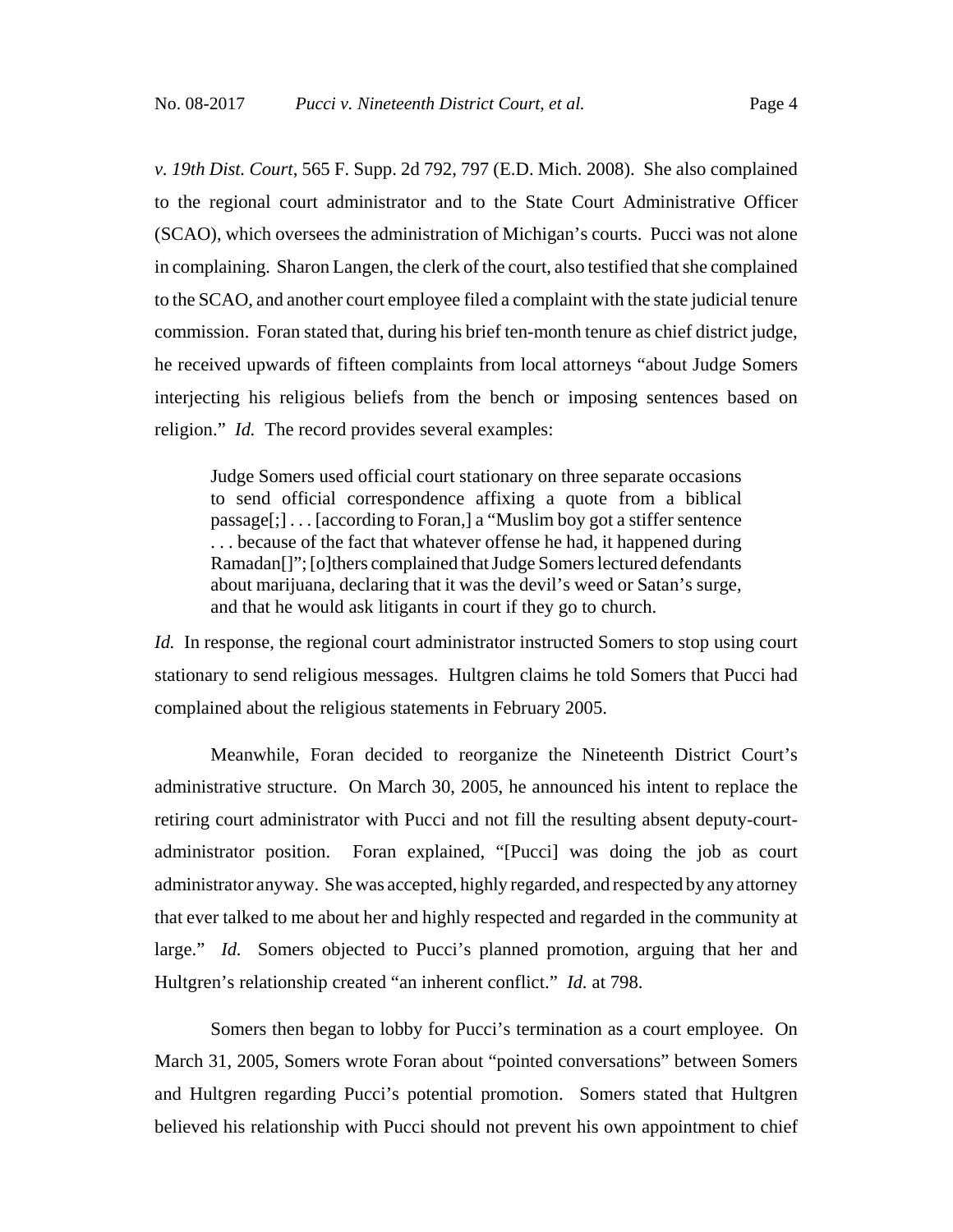*v. 19th Dist. Court*, 565 F. Supp. 2d 792, 797 (E.D. Mich. 2008). She also complained to the regional court administrator and to the State Court Administrative Officer (SCAO), which oversees the administration of Michigan's courts. Pucci was not alone in complaining. Sharon Langen, the clerk of the court, also testified that she complained to the SCAO, and another court employee filed a complaint with the state judicial tenure commission. Foran stated that, during his brief ten-month tenure as chief district judge, he received upwards of fifteen complaints from local attorneys "about Judge Somers interjecting his religious beliefs from the bench or imposing sentences based on religion." *Id.* The record provides several examples:

> Judge Somers used official court stationary on three separate occasions to send official correspondence affixing a quote from a biblical passage[;] . . . [according to Foran,] a "Muslim boy got a stiffer sentence . . . because of the fact that whatever offense he had, it happened during Ramadan[]"; [o]thers complained that Judge Somers lectured defendants about marijuana, declaring that it was the devil's weed or Satan's surge, and that he would ask litigants in court if they go to church.

*Id.* In response, the regional court administrator instructed Somers to stop using court stationary to send religious messages. Hultgren claims he told Somers that Pucci had complained about the religious statements in February 2005.

Meanwhile, Foran decided to reorganize the Nineteenth District Court's administrative structure. On March 30, 2005, he announced his intent to replace the retiring court administrator with Pucci and not fill the resulting absent deputy-court-administrator position. Foran explained, "[Pucci] was doing the job as court administrator anyway. She was accepted, highly regarded, and respected by any attorney that ever talked to me about her and highly respected and regarded in the community at large." *Id.* Somers objected to Pucci's planned promotion, arguing that her and Hultgren's relationship created "an inherent conflict." *Id.* at 798.

Somers then began to lobby for Pucci's termination as a court employee. On March 31, 2005, Somers wrote Foran about "pointed conversations" between Somers and Hultgren regarding Pucci's potential promotion. Somers stated that Hultgren believed his relationship with Pucci should not prevent his own appointment to chief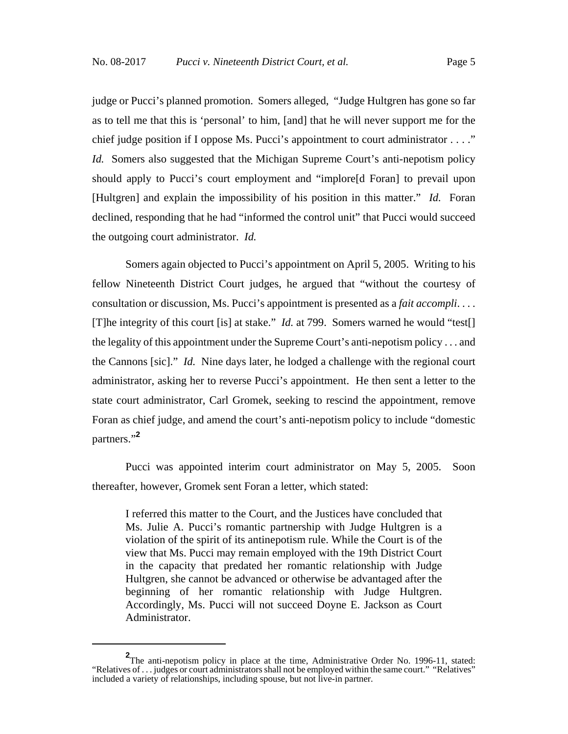judge or Pucci's planned promotion. Somers alleged, "Judge Hultgren has gone so far as to tell me that this is 'personal' to him, [and] that he will never support me for the chief judge position if I oppose Ms. Pucci's appointment to court administrator . . . ." *Id.* Somers also suggested that the Michigan Supreme Court's anti-nepotism policy should apply to Pucci's court employment and "implore[d Foran] to prevail upon [Hultgren] and explain the impossibility of his position in this matter." *Id.* Foran declined, responding that he had "informed the control unit" that Pucci would succeed the outgoing court administrator. *Id.*

Somers again objected to Pucci's appointment on April 5, 2005. Writing to his fellow Nineteenth District Court judges, he argued that "without the courtesy of consultation or discussion, Ms. Pucci's appointment is presented as a *fait accompli*. . . . [T]he integrity of this court [is] at stake." *Id.* at 799. Somers warned he would "test[] the legality of this appointment under the Supreme Court's anti-nepotism policy . . . and the Cannons [sic]." *Id.* Nine days later, he lodged a challenge with the regional court administrator, asking her to reverse Pucci's appointment. He then sent a letter to the state court administrator, Carl Gromek, seeking to rescind the appointment, remove Foran as chief judge, and amend the court's anti-nepotism policy to include "domestic partners."[2]

Pucci was appointed interim court administrator on May 5, 2005. Soon thereafter, however, Gromek sent Foran a letter, which stated:

> I referred this matter to the Court, and the Justices have concluded that Ms. Julie A. Pucci's romantic partnership with Judge Hultgren is a violation of the spirit of its antinepotism rule. While the Court is of the view that Ms. Pucci may remain employed with the 19th District Court in the capacity that predated her romantic relationship with Judge Hultgren, she cannot be advanced or otherwise be advantaged after the beginning of her romantic relationship with Judge Hultgren. Accordingly, Ms. Pucci will not succeed Doyne E. Jackson as Court Administrator.

---

[2] The anti-nepotism policy in place at the time, Administrative Order No. 1996-11, stated: "Relatives of . . . judges or court administrators shall not be employed within the same court." "Relatives" included a variety of relationships, including spouse, but not live-in partner.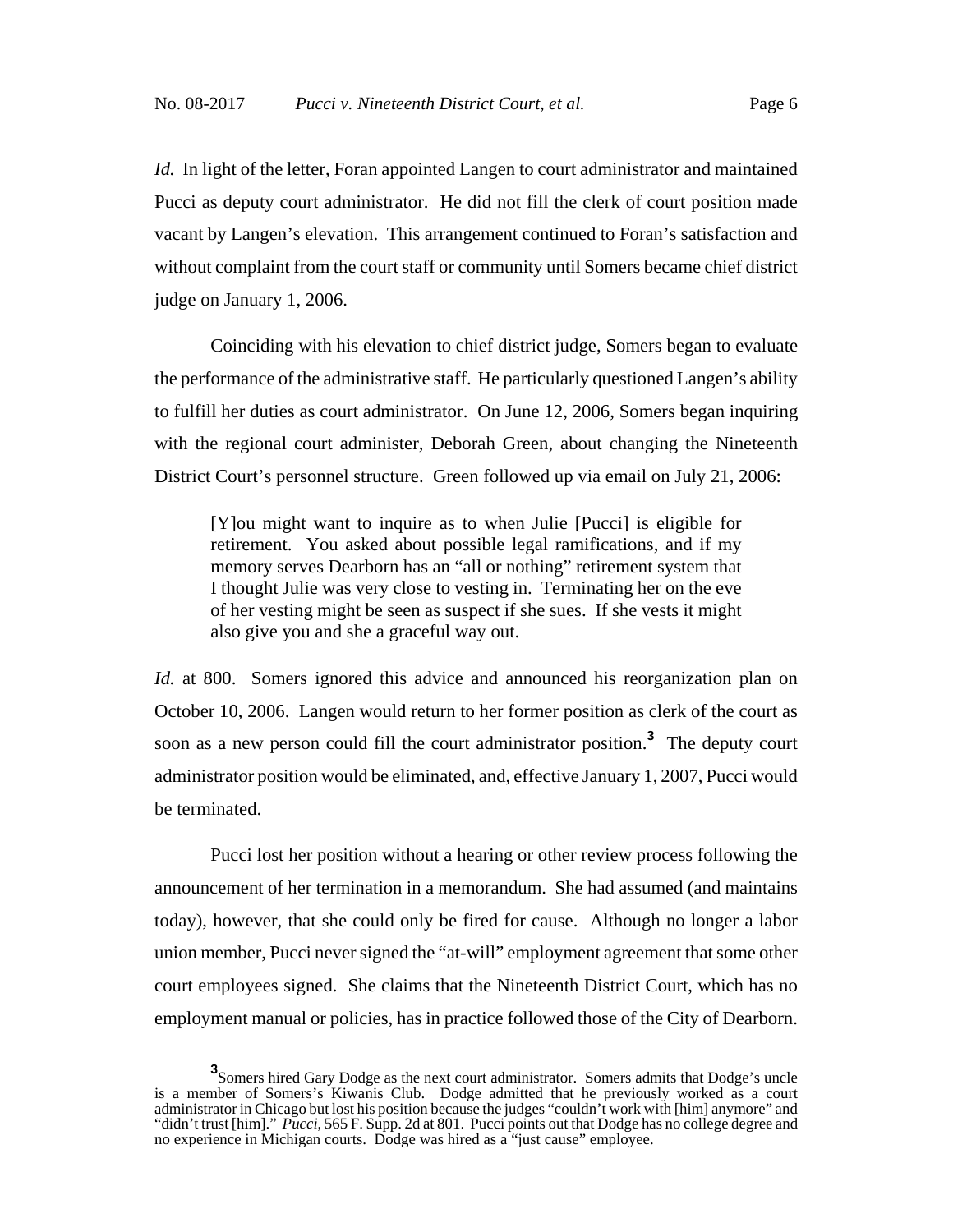*Id.* In light of the letter, Foran appointed Langen to court administrator and maintained Pucci as deputy court administrator. He did not fill the clerk of court position made vacant by Langen's elevation. This arrangement continued to Foran's satisfaction and without complaint from the court staff or community until Somers became chief district judge on January 1, 2006.

Coinciding with his elevation to chief district judge, Somers began to evaluate the performance of the administrative staff. He particularly questioned Langen's ability to fulfill her duties as court administrator. On June 12, 2006, Somers began inquiring with the regional court administer, Deborah Green, about changing the Nineteenth District Court's personnel structure. Green followed up via email on July 21, 2006:

> [Y]ou might want to inquire as to when Julie [Pucci] is eligible for retirement. You asked about possible legal ramifications, and if my memory serves Dearborn has an "all or nothing" retirement system that I thought Julie was very close to vesting in. Terminating her on the eve of her vesting might be seen as suspect if she sues. If she vests it might also give you and she a graceful way out.

*Id.* at 800. Somers ignored this advice and announced his reorganization plan on October 10, 2006. Langen would return to her former position as clerk of the court as soon as a new person could fill the court administrator position.[3] The deputy court administrator position would be eliminated, and, effective January 1, 2007, Pucci would be terminated.

Pucci lost her position without a hearing or other review process following the announcement of her termination in a memorandum. She had assumed (and maintains today), however, that she could only be fired for cause. Although no longer a labor union member, Pucci never signed the "at-will" employment agreement that some other court employees signed. She claims that the Nineteenth District Court, which has no employment manual or policies, has in practice followed those of the City of Dearborn.

---

[3] Somers hired Gary Dodge as the next court administrator. Somers admits that Dodge's uncle is a member of Somers's Kiwanis Club. Dodge admitted that he previously worked as a court administrator in Chicago but lost his position because the judges "couldn't work with [him] anymore" and "didn't trust [him]." *Pucci*, 565 F. Supp. 2d at 801. Pucci points out that Dodge has no college degree and no experience in Michigan courts. Dodge was hired as a "just cause" employee.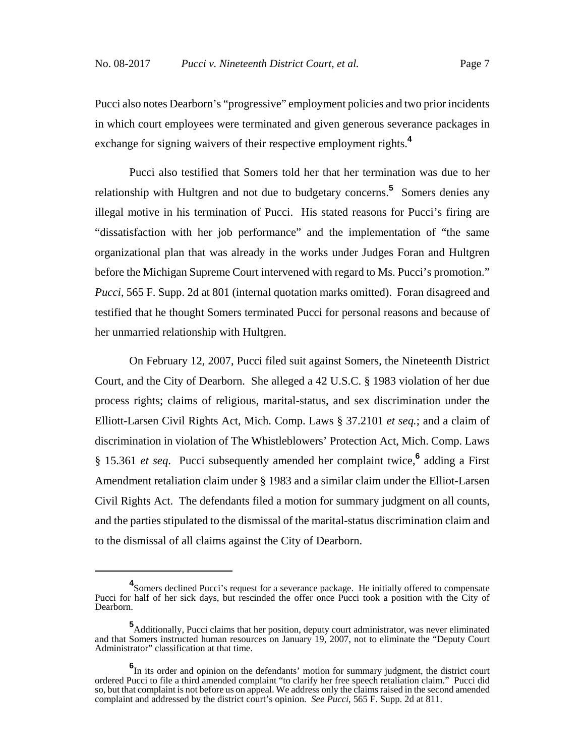Pucci also notes Dearborn's "progressive" employment policies and two prior incidents in which court employees were terminated and given generous severance packages in exchange for signing waivers of their respective employment rights.[4]

Pucci also testified that Somers told her that her termination was due to her relationship with Hultgren and not due to budgetary concerns.[5] Somers denies any illegal motive in his termination of Pucci. His stated reasons for Pucci's firing are "dissatisfaction with her job performance" and the implementation of "the same organizational plan that was already in the works under Judges Foran and Hultgren before the Michigan Supreme Court intervened with regard to Ms. Pucci's promotion." *Pucci*, 565 F. Supp. 2d at 801 (internal quotation marks omitted). Foran disagreed and testified that he thought Somers terminated Pucci for personal reasons and because of her unmarried relationship with Hultgren.

On February 12, 2007, Pucci filed suit against Somers, the Nineteenth District Court, and the City of Dearborn. She alleged a 42 U.S.C. § 1983 violation of her due process rights; claims of religious, marital-status, and sex discrimination under the Elliott-Larsen Civil Rights Act, Mich. Comp. Laws § 37.2101 *et seq.*; and a claim of discrimination in violation of The Whistleblowers' Protection Act, Mich. Comp. Laws § 15.361 *et seq*. Pucci subsequently amended her complaint twice,[6] adding a First Amendment retaliation claim under § 1983 and a similar claim under the Elliot-Larsen Civil Rights Act. The defendants filed a motion for summary judgment on all counts, and the parties stipulated to the dismissal of the marital-status discrimination claim and to the dismissal of all claims against the City of Dearborn.

---

[4] Somers declined Pucci's request for a severance package. He initially offered to compensate Pucci for half of her sick days, but rescinded the offer once Pucci took a position with the City of Dearborn.

[5] Additionally, Pucci claims that her position, deputy court administrator, was never eliminated and that Somers instructed human resources on January 19, 2007, not to eliminate the "Deputy Court Administrator" classification at that time.

[6] In its order and opinion on the defendants' motion for summary judgment, the district court ordered Pucci to file a third amended complaint "to clarify her free speech retaliation claim." Pucci did so, but that complaint is not before us on appeal. We address only the claims raised in the second amended complaint and addressed by the district court's opinion. *See Pucci*, 565 F. Supp. 2d at 811.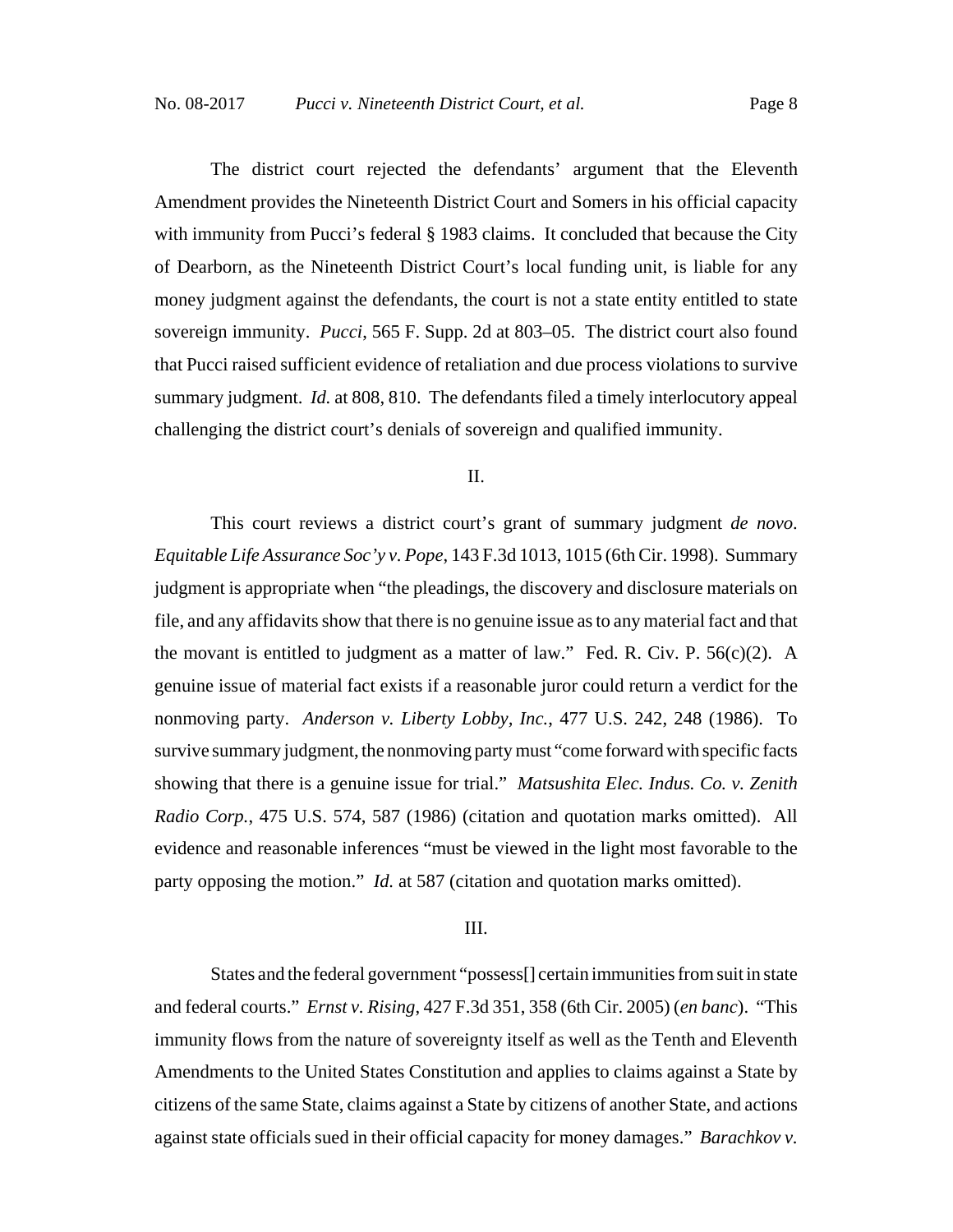The district court rejected the defendants' argument that the Eleventh Amendment provides the Nineteenth District Court and Somers in his official capacity with immunity from Pucci's federal § 1983 claims. It concluded that because the City of Dearborn, as the Nineteenth District Court's local funding unit, is liable for any money judgment against the defendants, the court is not a state entity entitled to state sovereign immunity. *Pucci*, 565 F. Supp. 2d at 803–05. The district court also found that Pucci raised sufficient evidence of retaliation and due process violations to survive summary judgment. *Id.* at 808, 810. The defendants filed a timely interlocutory appeal challenging the district court's denials of sovereign and qualified immunity.

## II.

This court reviews a district court's grant of summary judgment *de novo*. *Equitable Life Assurance Soc'y v. Pope*, 143 F.3d 1013, 1015 (6th Cir. 1998). Summary judgment is appropriate when "the pleadings, the discovery and disclosure materials on file, and any affidavits show that there is no genuine issue as to any material fact and that the movant is entitled to judgment as a matter of law." Fed. R. Civ. P. 56(c)(2). A genuine issue of material fact exists if a reasonable juror could return a verdict for the nonmoving party. *Anderson v. Liberty Lobby, Inc.*, 477 U.S. 242, 248 (1986). To survive summary judgment, the nonmoving party must "come forward with specific facts showing that there is a genuine issue for trial." *Matsushita Elec. Indus. Co. v. Zenith Radio Corp.*, 475 U.S. 574, 587 (1986) (citation and quotation marks omitted). All evidence and reasonable inferences "must be viewed in the light most favorable to the party opposing the motion." *Id.* at 587 (citation and quotation marks omitted).

## III.

States and the federal government "possess[] certain immunities from suit in state and federal courts." *Ernst v. Rising*, 427 F.3d 351, 358 (6th Cir. 2005) (*en banc*). "This immunity flows from the nature of sovereignty itself as well as the Tenth and Eleventh Amendments to the United States Constitution and applies to claims against a State by citizens of the same State, claims against a State by citizens of another State, and actions against state officials sued in their official capacity for money damages." *Barachkov v.*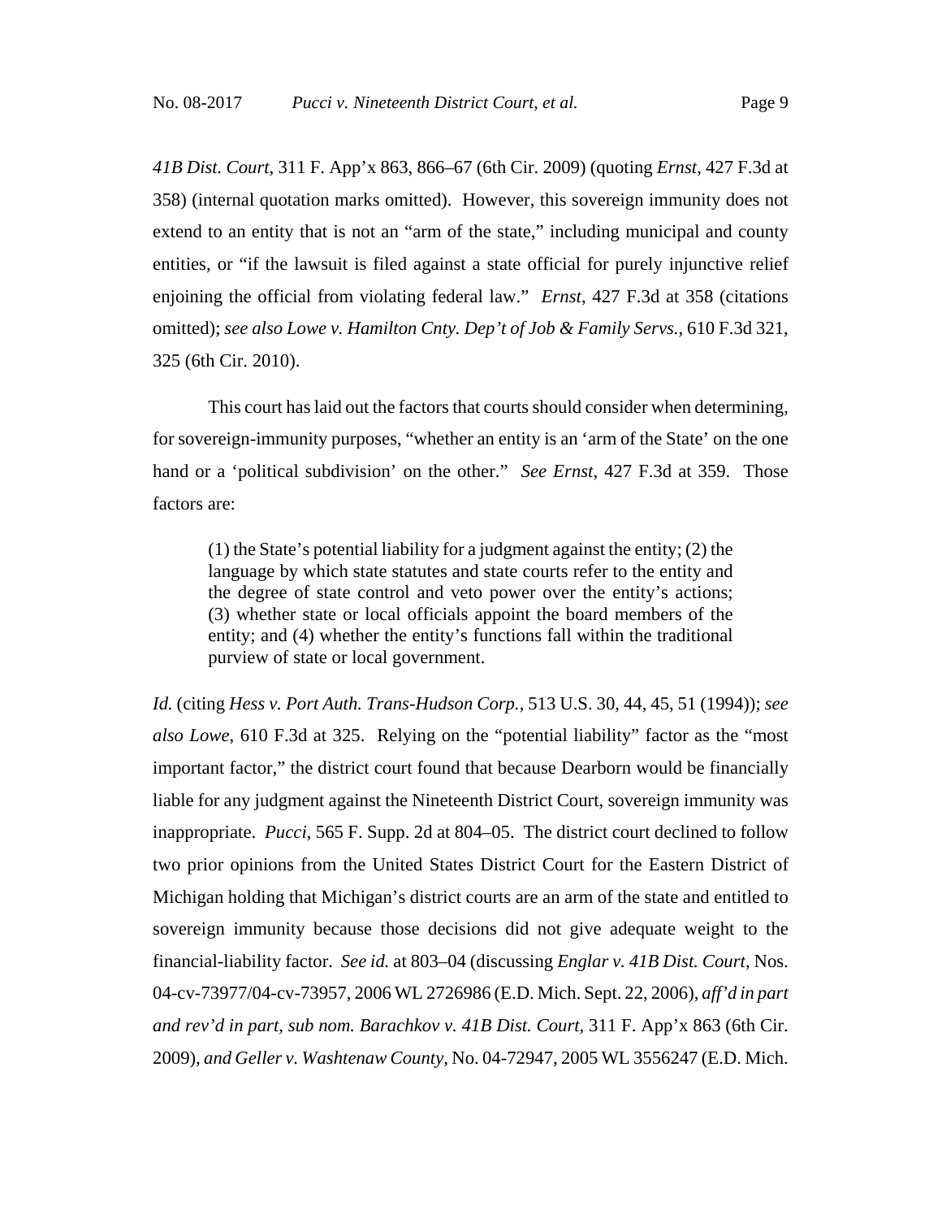*41B Dist. Court*, 311 F. App'x 863, 866–67 (6th Cir. 2009) (quoting *Ernst*, 427 F.3d at 358) (internal quotation marks omitted). However, this sovereign immunity does not extend to an entity that is not an "arm of the state," including municipal and county entities, or "if the lawsuit is filed against a state official for purely injunctive relief enjoining the official from violating federal law." *Ernst*, 427 F.3d at 358 (citations omitted); *see also Lowe v. Hamilton Cnty. Dep't of Job & Family Servs.*, 610 F.3d 321, 325 (6th Cir. 2010).

This court has laid out the factors that courts should consider when determining, for sovereign-immunity purposes, "whether an entity is an 'arm of the State' on the one hand or a 'political subdivision' on the other." *See Ernst*, 427 F.3d at 359. Those factors are:

> (1) the State's potential liability for a judgment against the entity; (2) the language by which state statutes and state courts refer to the entity and the degree of state control and veto power over the entity's actions; (3) whether state or local officials appoint the board members of the entity; and (4) whether the entity's functions fall within the traditional purview of state or local government.

*Id.* (citing *Hess v. Port Auth. Trans-Hudson Corp.*, 513 U.S. 30, 44, 45, 51 (1994)); *see also Lowe*, 610 F.3d at 325. Relying on the "potential liability" factor as the "most important factor," the district court found that because Dearborn would be financially liable for any judgment against the Nineteenth District Court, sovereign immunity was inappropriate. *Pucci*, 565 F. Supp. 2d at 804–05. The district court declined to follow two prior opinions from the United States District Court for the Eastern District of Michigan holding that Michigan's district courts are an arm of the state and entitled to sovereign immunity because those decisions did not give adequate weight to the financial-liability factor. *See id.* at 803–04 (discussing *Englar v. 41B Dist. Court*, Nos. 04-cv-73977/04-cv-73957, 2006 WL 2726986 (E.D. Mich. Sept. 22, 2006), *aff'd in part and rev'd in part, sub nom. Barachkov v. 41B Dist. Court*, 311 F. App'x 863 (6th Cir. 2009), *and Geller v. Washtenaw County*, No. 04-72947, 2005 WL 3556247 (E.D. Mich.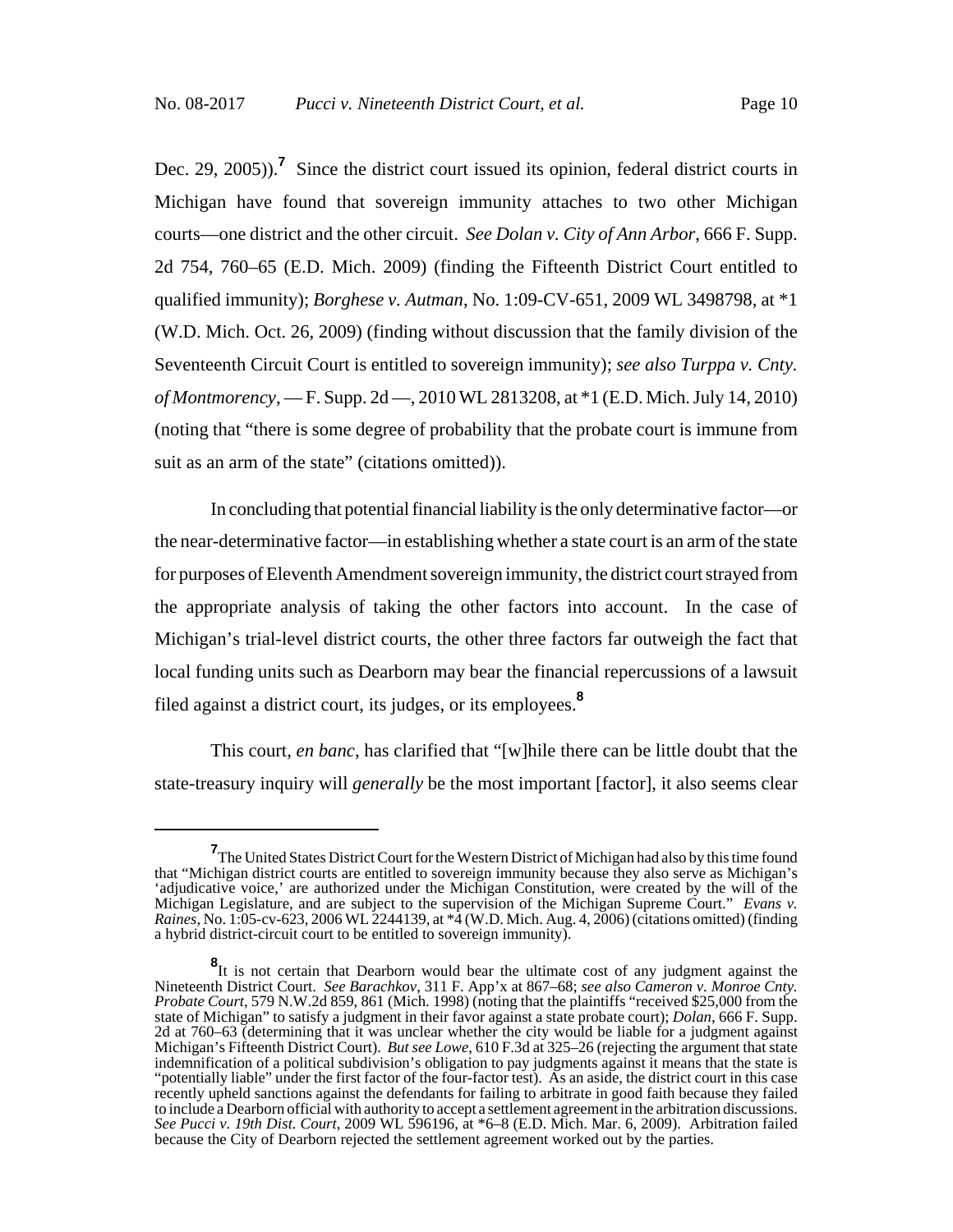Dec. 29, 2005)).[7] Since the district court issued its opinion, federal district courts in Michigan have found that sovereign immunity attaches to two other Michigan courts—one district and the other circuit. *See Dolan v. City of Ann Arbor*, 666 F. Supp. 2d 754, 760–65 (E.D. Mich. 2009) (finding the Fifteenth District Court entitled to qualified immunity); *Borghese v. Autman*, No. 1:09-CV-651, 2009 WL 3498798, at *1 (W.D. Mich. Oct. 26, 2009) (finding without discussion that the family division of the Seventeenth Circuit Court is entitled to sovereign immunity); *see also Turppa v. Cnty. of Montmorency*, — F. Supp. 2d —, 2010 WL 2813208, at *1 (E.D. Mich. July 14, 2010) (noting that "there is some degree of probability that the probate court is immune from suit as an arm of the state" (citations omitted)).

In concluding that potential financial liability is the only determinative factor—or the near-determinative factor—in establishing whether a state court is an arm of the state for purposes of Eleventh Amendment sovereign immunity, the district court strayed from the appropriate analysis of taking the other factors into account. In the case of Michigan's trial-level district courts, the other three factors far outweigh the fact that local funding units such as Dearborn may bear the financial repercussions of a lawsuit filed against a district court, its judges, or its employees.[8]

This court, *en banc*, has clarified that "[w]hile there can be little doubt that the state-treasury inquiry will *generally* be the most important [factor], it also seems clear

---

[7] The United States District Court for the Western District of Michigan had also by this time found that "Michigan district courts are entitled to sovereign immunity because they also serve as Michigan's 'adjudicative voice,' are authorized under the Michigan Constitution, were created by the will of the Michigan Legislature, and are subject to the supervision of the Michigan Supreme Court." *Evans v. Raines*, No. 1:05-cv-623, 2006 WL 2244139, at *4 (W.D. Mich. Aug. 4, 2006) (citations omitted) (finding a hybrid district-circuit court to be entitled to sovereign immunity).

[8] It is not certain that Dearborn would bear the ultimate cost of any judgment against the Nineteenth District Court. *See Barachkov*, 311 F. App'x at 867–68; *see also Cameron v. Monroe Cnty. Probate Court*, 579 N.W.2d 859, 861 (Mich. 1998) (noting that the plaintiffs "received $25,000 from the state of Michigan" to satisfy a judgment in their favor against a state probate court); *Dolan*, 666 F. Supp. 2d at 760–63 (determining that it was unclear whether the city would be liable for a judgment against Michigan's Fifteenth District Court). *But see Lowe*, 610 F.3d at 325–26 (rejecting the argument that state indemnification of a political subdivision's obligation to pay judgments against it means that the state is "potentially liable" under the first factor of the four-factor test). As an aside, the district court in this case recently upheld sanctions against the defendants for failing to arbitrate in good faith because they failed to include a Dearborn official with authority to accept a settlement agreement in the arbitration discussions. *See Pucci v. 19th Dist. Court*, 2009 WL 596196, at *6–8 (E.D. Mich. Mar. 6, 2009). Arbitration failed because the City of Dearborn rejected the settlement agreement worked out by the parties.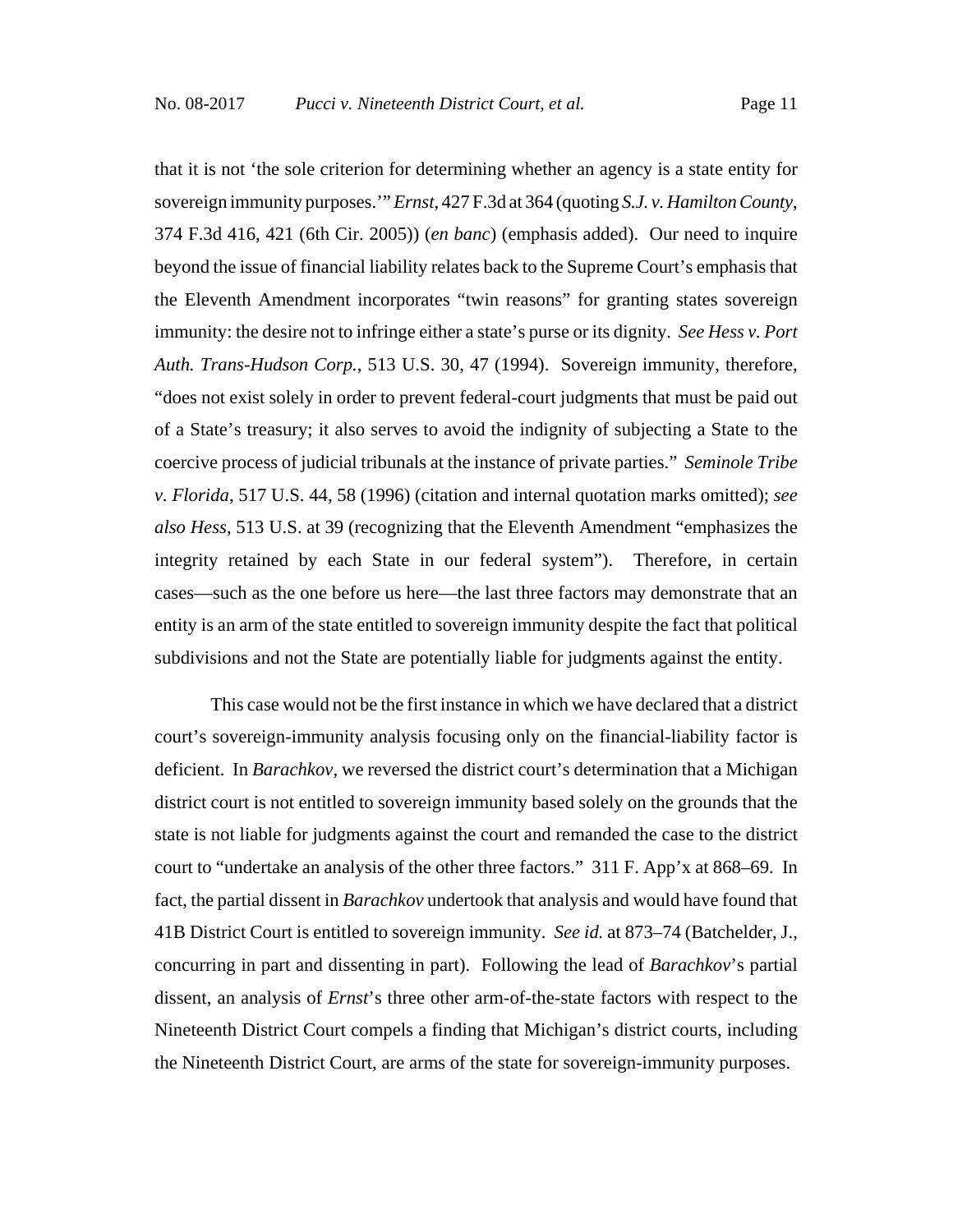that it is not 'the sole criterion for determining whether an agency is a state entity for sovereign immunity purposes.'" *Ernst*, 427 F.3d at 364 (quoting *S.J. v. Hamilton County*, 374 F.3d 416, 421 (6th Cir. 2005)) (*en banc*) (emphasis added). Our need to inquire beyond the issue of financial liability relates back to the Supreme Court's emphasis that the Eleventh Amendment incorporates "twin reasons" for granting states sovereign immunity: the desire not to infringe either a state's purse or its dignity. *See Hess v. Port Auth. Trans-Hudson Corp.*, 513 U.S. 30, 47 (1994). Sovereign immunity, therefore, "does not exist solely in order to prevent federal-court judgments that must be paid out of a State's treasury; it also serves to avoid the indignity of subjecting a State to the coercive process of judicial tribunals at the instance of private parties." *Seminole Tribe v. Florida*, 517 U.S. 44, 58 (1996) (citation and internal quotation marks omitted); *see also Hess*, 513 U.S. at 39 (recognizing that the Eleventh Amendment "emphasizes the integrity retained by each State in our federal system"). Therefore, in certain cases—such as the one before us here—the last three factors may demonstrate that an entity is an arm of the state entitled to sovereign immunity despite the fact that political subdivisions and not the State are potentially liable for judgments against the entity.

This case would not be the first instance in which we have declared that a district court's sovereign-immunity analysis focusing only on the financial-liability factor is deficient. In *Barachkov*, we reversed the district court's determination that a Michigan district court is not entitled to sovereign immunity based solely on the grounds that the state is not liable for judgments against the court and remanded the case to the district court to "undertake an analysis of the other three factors." 311 F. App'x at 868–69. In fact, the partial dissent in *Barachkov* undertook that analysis and would have found that 41B District Court is entitled to sovereign immunity. *See id.* at 873–74 (Batchelder, J., concurring in part and dissenting in part). Following the lead of *Barachkov*'s partial dissent, an analysis of *Ernst*'s three other arm-of-the-state factors with respect to the Nineteenth District Court compels a finding that Michigan's district courts, including the Nineteenth District Court, are arms of the state for sovereign-immunity purposes.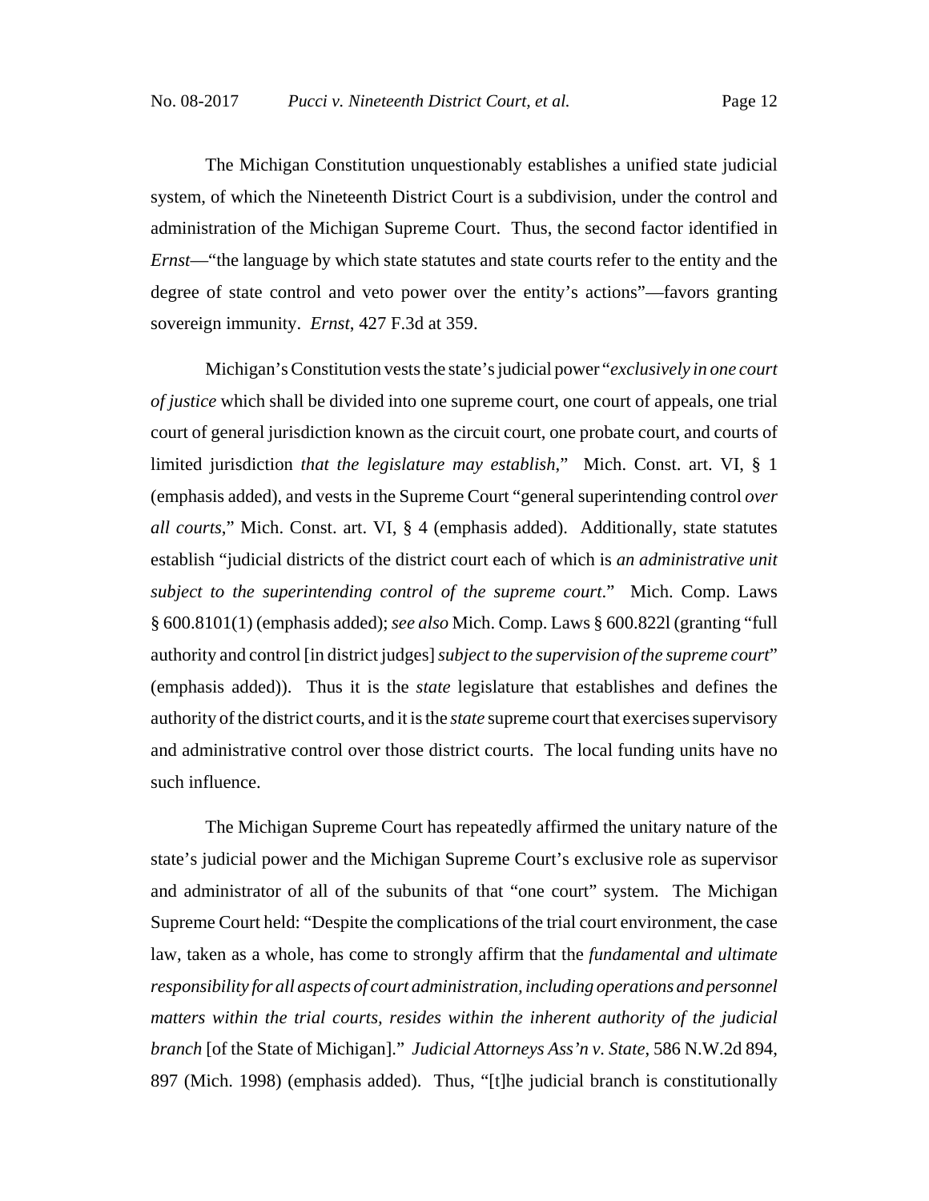The Michigan Constitution unquestionably establishes a unified state judicial system, of which the Nineteenth District Court is a subdivision, under the control and administration of the Michigan Supreme Court. Thus, the second factor identified in *Ernst*—"the language by which state statutes and state courts refer to the entity and the degree of state control and veto power over the entity's actions"—favors granting sovereign immunity. *Ernst*, 427 F.3d at 359.

Michigan's Constitution vests the state's judicial power "*exclusively in one court of justice* which shall be divided into one supreme court, one court of appeals, one trial court of general jurisdiction known as the circuit court, one probate court, and courts of limited jurisdiction *that the legislature may establish*," Mich. Const. art. VI, § 1 (emphasis added), and vests in the Supreme Court "general superintending control *over all courts*," Mich. Const. art. VI, § 4 (emphasis added). Additionally, state statutes establish "judicial districts of the district court each of which is *an administrative unit subject to the superintending control of the supreme court*." Mich. Comp. Laws § 600.8101(1) (emphasis added); *see also* Mich. Comp. Laws § 600.822l (granting "full authority and control [in district judges] *subject to the supervision of the supreme court*" (emphasis added)). Thus it is the *state* legislature that establishes and defines the authority of the district courts, and it is the *state* supreme court that exercises supervisory and administrative control over those district courts. The local funding units have no such influence.

The Michigan Supreme Court has repeatedly affirmed the unitary nature of the state's judicial power and the Michigan Supreme Court's exclusive role as supervisor and administrator of all of the subunits of that "one court" system. The Michigan Supreme Court held: "Despite the complications of the trial court environment, the case law, taken as a whole, has come to strongly affirm that the *fundamental and ultimate responsibility for all aspects of court administration, including operations and personnel matters within the trial courts, resides within the inherent authority of the judicial branch* [of the State of Michigan]." *Judicial Attorneys Ass'n v. State*, 586 N.W.2d 894, 897 (Mich. 1998) (emphasis added). Thus, "[t]he judicial branch is constitutionally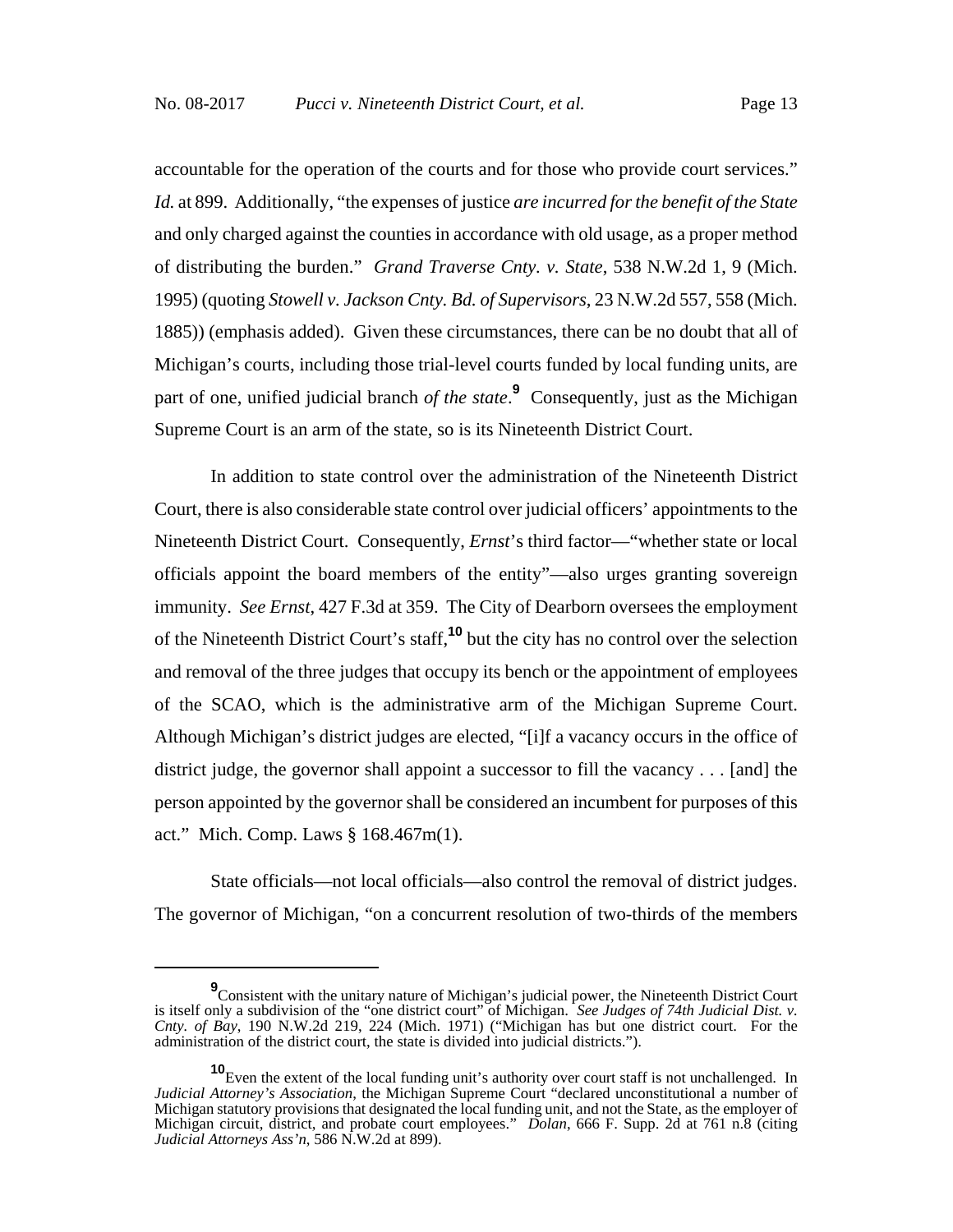accountable for the operation of the courts and for those who provide court services." *Id.* at 899. Additionally, "the expenses of justice *are incurred for the benefit of the State* and only charged against the counties in accordance with old usage, as a proper method of distributing the burden." *Grand Traverse Cnty. v. State*, 538 N.W.2d 1, 9 (Mich. 1995) (quoting *Stowell v. Jackson Cnty. Bd. of Supervisors*, 23 N.W.2d 557, 558 (Mich. 1885)) (emphasis added). Given these circumstances, there can be no doubt that all of Michigan's courts, including those trial-level courts funded by local funding units, are part of one, unified judicial branch *of the state*.[9] Consequently, just as the Michigan Supreme Court is an arm of the state, so is its Nineteenth District Court.

In addition to state control over the administration of the Nineteenth District Court, there is also considerable state control over judicial officers' appointments to the Nineteenth District Court. Consequently, *Ernst*'s third factor—"whether state or local officials appoint the board members of the entity"—also urges granting sovereign immunity. *See Ernst*, 427 F.3d at 359. The City of Dearborn oversees the employment of the Nineteenth District Court's staff,[10] but the city has no control over the selection and removal of the three judges that occupy its bench or the appointment of employees of the SCAO, which is the administrative arm of the Michigan Supreme Court. Although Michigan's district judges are elected, "[i]f a vacancy occurs in the office of district judge, the governor shall appoint a successor to fill the vacancy . . . [and] the person appointed by the governor shall be considered an incumbent for purposes of this act." Mich. Comp. Laws § 168.467m(1).

State officials—not local officials—also control the removal of district judges. The governor of Michigan, "on a concurrent resolution of two-thirds of the members

---

[9] Consistent with the unitary nature of Michigan's judicial power, the Nineteenth District Court is itself only a subdivision of the "one district court" of Michigan. *See Judges of 74th Judicial Dist. v. Cnty. of Bay*, 190 N.W.2d 219, 224 (Mich. 1971) ("Michigan has but one district court. For the administration of the district court, the state is divided into judicial districts.").

[10] Even the extent of the local funding unit's authority over court staff is not unchallenged. In *Judicial Attorney's Association*, the Michigan Supreme Court "declared unconstitutional a number of Michigan statutory provisions that designated the local funding unit, and not the State, as the employer of Michigan circuit, district, and probate court employees." *Dolan*, 666 F. Supp. 2d at 761 n.8 (citing *Judicial Attorneys Ass'n*, 586 N.W.2d at 899).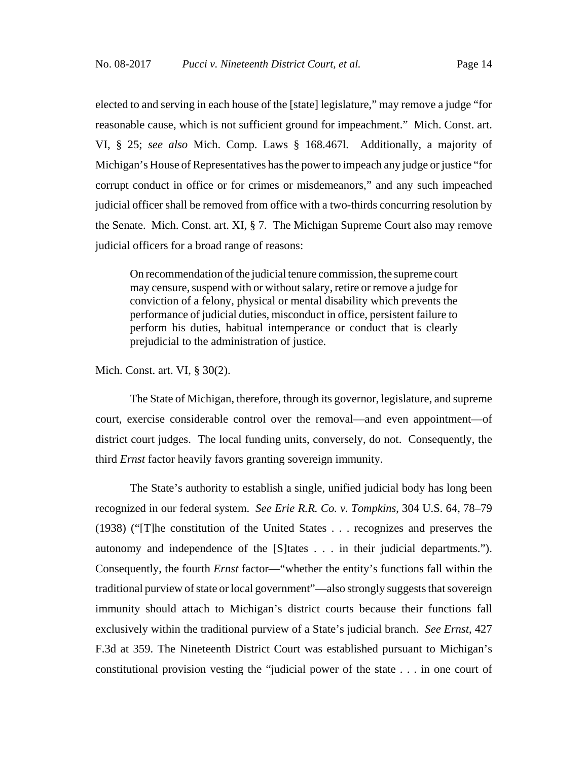elected to and serving in each house of the [state] legislature," may remove a judge "for reasonable cause, which is not sufficient ground for impeachment." Mich. Const. art. VI, § 25; *see also* Mich. Comp. Laws § 168.467l. Additionally, a majority of Michigan's House of Representatives has the power to impeach any judge or justice "for corrupt conduct in office or for crimes or misdemeanors," and any such impeached judicial officer shall be removed from office with a two-thirds concurring resolution by the Senate. Mich. Const. art. XI, § 7. The Michigan Supreme Court also may remove judicial officers for a broad range of reasons:

> On recommendation of the judicial tenure commission, the supreme court may censure, suspend with or without salary, retire or remove a judge for conviction of a felony, physical or mental disability which prevents the performance of judicial duties, misconduct in office, persistent failure to perform his duties, habitual intemperance or conduct that is clearly prejudicial to the administration of justice.

Mich. Const. art. VI, § 30(2).

The State of Michigan, therefore, through its governor, legislature, and supreme court, exercise considerable control over the removal—and even appointment—of district court judges. The local funding units, conversely, do not. Consequently, the third *Ernst* factor heavily favors granting sovereign immunity.

The State's authority to establish a single, unified judicial body has long been recognized in our federal system. *See Erie R.R. Co. v. Tompkins*, 304 U.S. 64, 78–79 (1938) ("[T]he constitution of the United States . . . recognizes and preserves the autonomy and independence of the [S]tates . . . in their judicial departments."). Consequently, the fourth *Ernst* factor—"whether the entity's functions fall within the traditional purview of state or local government"—also strongly suggests that sovereign immunity should attach to Michigan's district courts because their functions fall exclusively within the traditional purview of a State's judicial branch. *See Ernst*, 427 F.3d at 359. The Nineteenth District Court was established pursuant to Michigan's constitutional provision vesting the "judicial power of the state . . . in one court of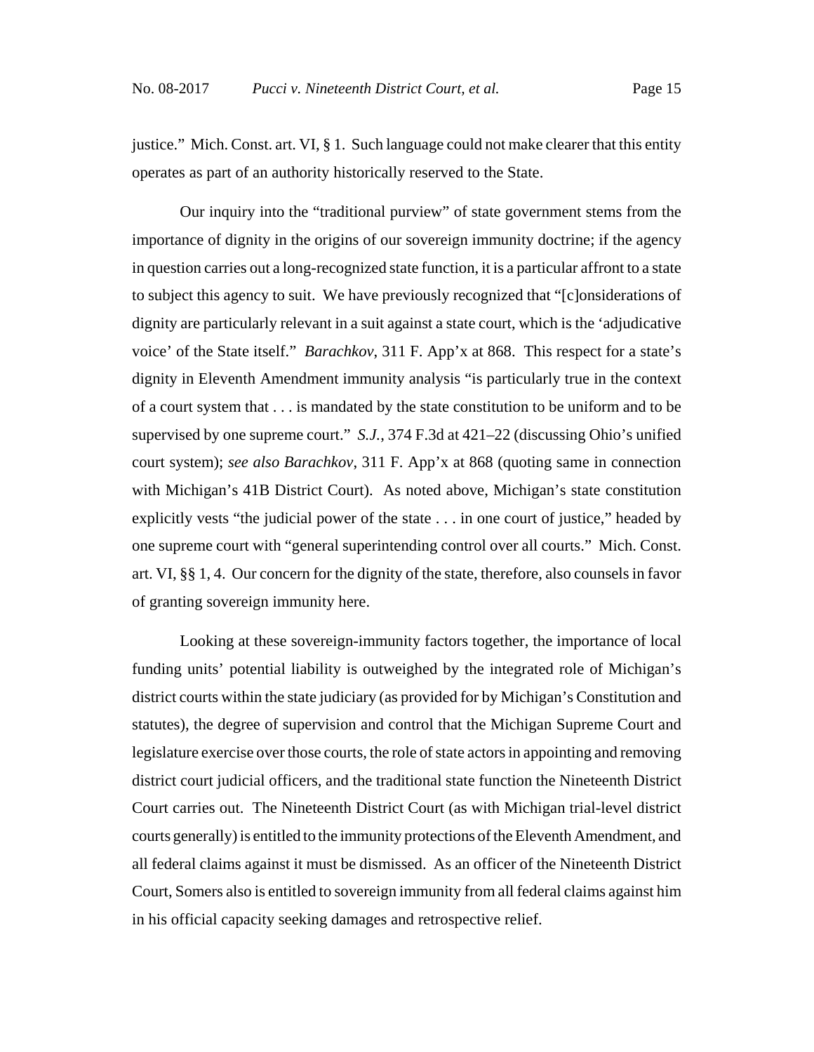justice." Mich. Const. art. VI, § 1. Such language could not make clearer that this entity operates as part of an authority historically reserved to the State.

Our inquiry into the "traditional purview" of state government stems from the importance of dignity in the origins of our sovereign immunity doctrine; if the agency in question carries out a long-recognized state function, it is a particular affront to a state to subject this agency to suit. We have previously recognized that "[c]onsiderations of dignity are particularly relevant in a suit against a state court, which is the 'adjudicative voice' of the State itself." *Barachkov*, 311 F. App'x at 868. This respect for a state's dignity in Eleventh Amendment immunity analysis "is particularly true in the context of a court system that . . . is mandated by the state constitution to be uniform and to be supervised by one supreme court." *S.J.*, 374 F.3d at 421–22 (discussing Ohio's unified court system); *see also Barachkov*, 311 F. App'x at 868 (quoting same in connection with Michigan's 41B District Court). As noted above, Michigan's state constitution explicitly vests "the judicial power of the state . . . in one court of justice," headed by one supreme court with "general superintending control over all courts." Mich. Const. art. VI, §§ 1, 4. Our concern for the dignity of the state, therefore, also counsels in favor of granting sovereign immunity here.

Looking at these sovereign-immunity factors together, the importance of local funding units' potential liability is outweighed by the integrated role of Michigan's district courts within the state judiciary (as provided for by Michigan's Constitution and statutes), the degree of supervision and control that the Michigan Supreme Court and legislature exercise over those courts, the role of state actors in appointing and removing district court judicial officers, and the traditional state function the Nineteenth District Court carries out. The Nineteenth District Court (as with Michigan trial-level district courts generally) is entitled to the immunity protections of the Eleventh Amendment, and all federal claims against it must be dismissed. As an officer of the Nineteenth District Court, Somers also is entitled to sovereign immunity from all federal claims against him in his official capacity seeking damages and retrospective relief.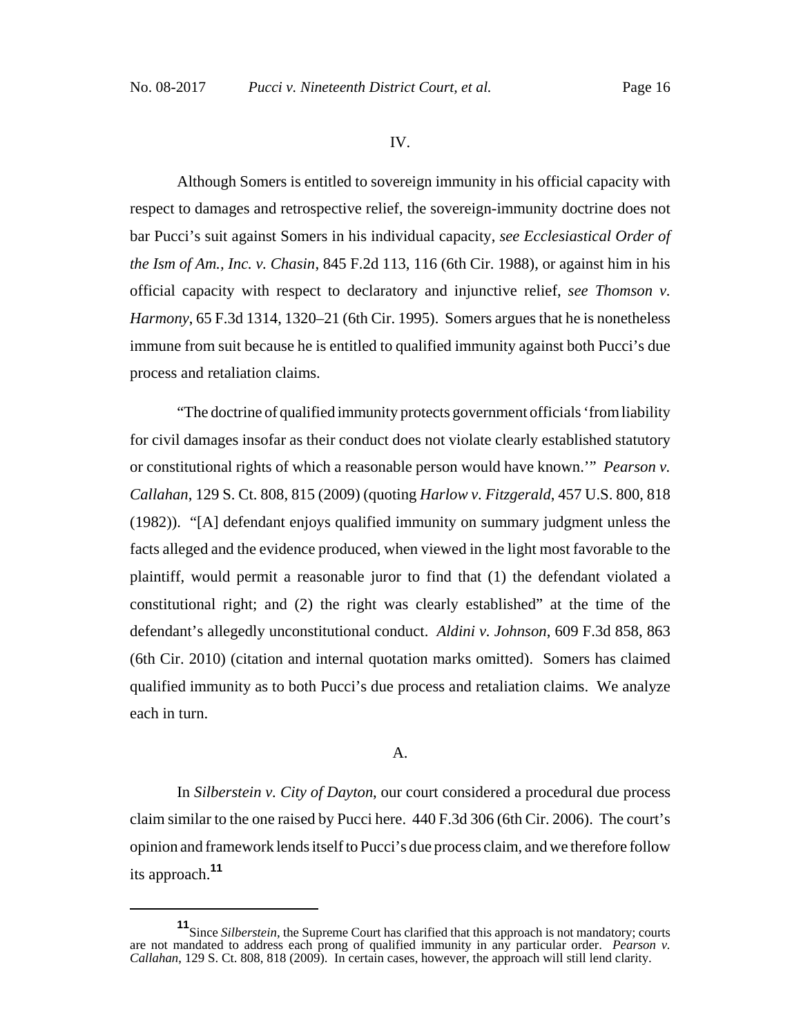## IV.

Although Somers is entitled to sovereign immunity in his official capacity with respect to damages and retrospective relief, the sovereign-immunity doctrine does not bar Pucci's suit against Somers in his individual capacity, *see Ecclesiastical Order of the Ism of Am., Inc. v. Chasin*, 845 F.2d 113, 116 (6th Cir. 1988), or against him in his official capacity with respect to declaratory and injunctive relief, *see Thomson v. Harmony*, 65 F.3d 1314, 1320–21 (6th Cir. 1995). Somers argues that he is nonetheless immune from suit because he is entitled to qualified immunity against both Pucci's due process and retaliation claims.

"The doctrine of qualified immunity protects government officials 'from liability for civil damages insofar as their conduct does not violate clearly established statutory or constitutional rights of which a reasonable person would have known.'" *Pearson v. Callahan*, 129 S. Ct. 808, 815 (2009) (quoting *Harlow v. Fitzgerald*, 457 U.S. 800, 818 (1982)). "[A] defendant enjoys qualified immunity on summary judgment unless the facts alleged and the evidence produced, when viewed in the light most favorable to the plaintiff, would permit a reasonable juror to find that (1) the defendant violated a constitutional right; and (2) the right was clearly established" at the time of the defendant's allegedly unconstitutional conduct. *Aldini v. Johnson*, 609 F.3d 858, 863 (6th Cir. 2010) (citation and internal quotation marks omitted). Somers has claimed qualified immunity as to both Pucci's due process and retaliation claims. We analyze each in turn.

### A.

In *Silberstein v. City of Dayton*, our court considered a procedural due process claim similar to the one raised by Pucci here. 440 F.3d 306 (6th Cir. 2006). The court's opinion and framework lends itself to Pucci's due process claim, and we therefore follow its approach.[11]

[11] Since *Silberstein*, the Supreme Court has clarified that this approach is not mandatory; courts are not mandated to address each prong of qualified immunity in any particular order. *Pearson v. Callahan*, 129 S. Ct. 808, 818 (2009). In certain cases, however, the approach will still lend clarity.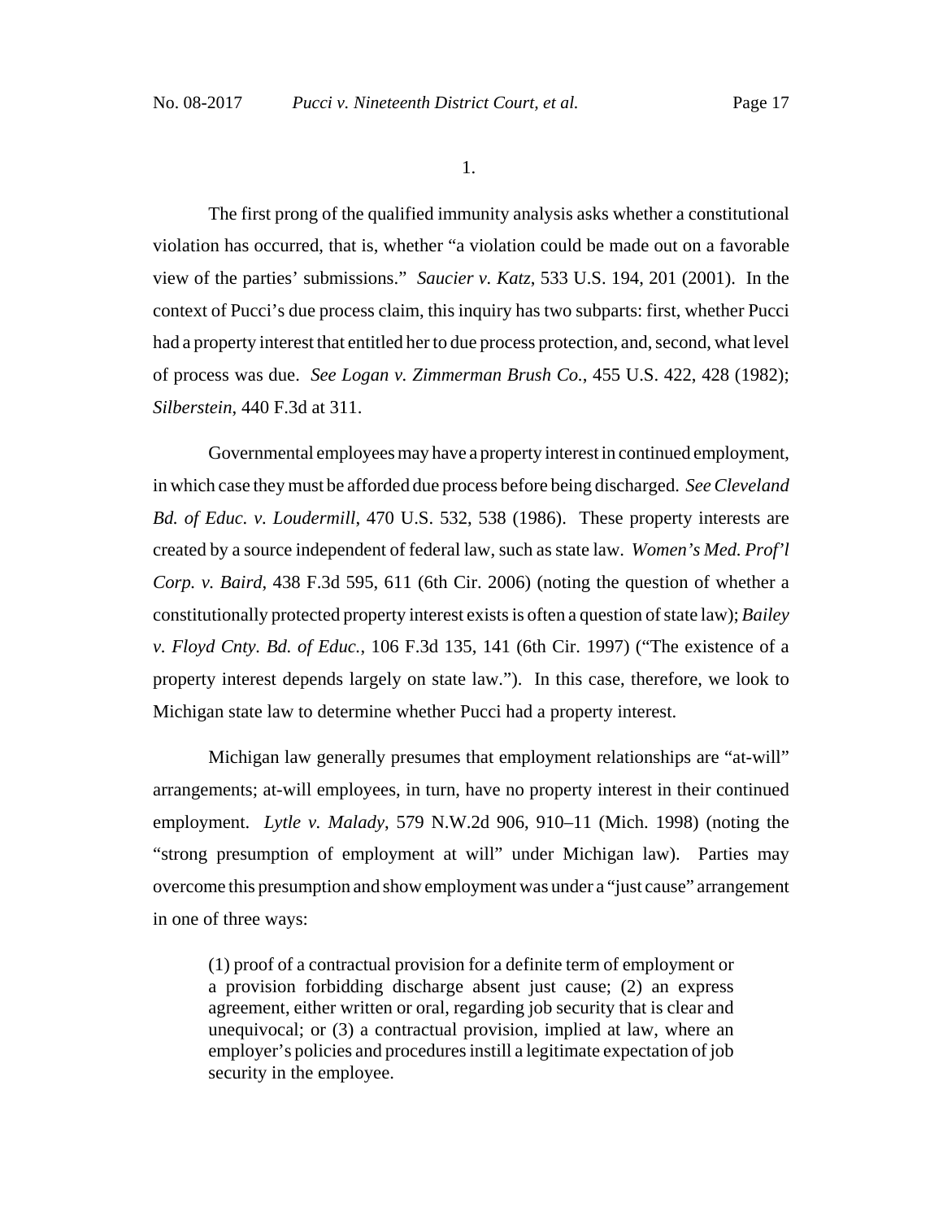1.

The first prong of the qualified immunity analysis asks whether a constitutional violation has occurred, that is, whether "a violation could be made out on a favorable view of the parties' submissions." *Saucier v. Katz*, 533 U.S. 194, 201 (2001). In the context of Pucci's due process claim, this inquiry has two subparts: first, whether Pucci had a property interest that entitled her to due process protection, and, second, what level of process was due. *See Logan v. Zimmerman Brush Co.*, 455 U.S. 422, 428 (1982); *Silberstein*, 440 F.3d at 311.

Governmental employees may have a property interest in continued employment, in which case they must be afforded due process before being discharged. *See Cleveland Bd. of Educ. v. Loudermill*, 470 U.S. 532, 538 (1986). These property interests are created by a source independent of federal law, such as state law. *Women's Med. Prof'l Corp. v. Baird*, 438 F.3d 595, 611 (6th Cir. 2006) (noting the question of whether a constitutionally protected property interest exists is often a question of state law); *Bailey v. Floyd Cnty. Bd. of Educ.*, 106 F.3d 135, 141 (6th Cir. 1997) ("The existence of a property interest depends largely on state law."). In this case, therefore, we look to Michigan state law to determine whether Pucci had a property interest.

Michigan law generally presumes that employment relationships are "at-will" arrangements; at-will employees, in turn, have no property interest in their continued employment. *Lytle v. Malady*, 579 N.W.2d 906, 910–11 (Mich. 1998) (noting the "strong presumption of employment at will" under Michigan law). Parties may overcome this presumption and show employment was under a "just cause" arrangement in one of three ways:

> (1) proof of a contractual provision for a definite term of employment or a provision forbidding discharge absent just cause; (2) an express agreement, either written or oral, regarding job security that is clear and unequivocal; or (3) a contractual provision, implied at law, where an employer's policies and procedures instill a legitimate expectation of job security in the employee.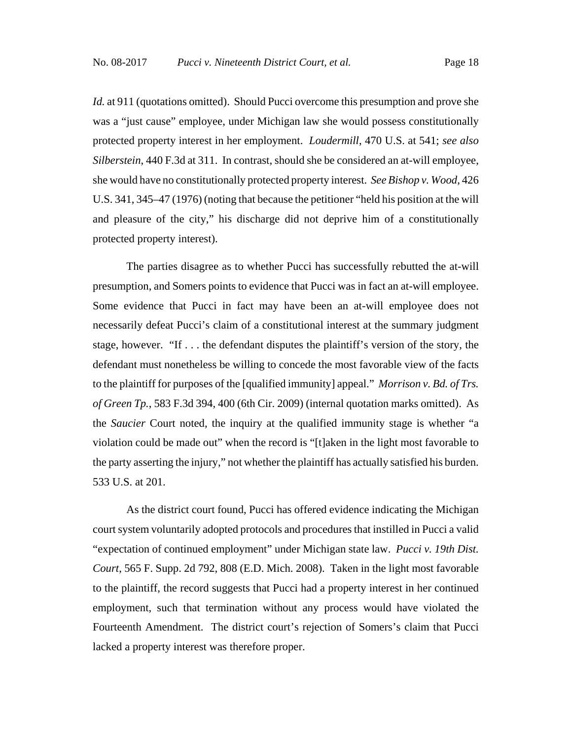*Id.* at 911 (quotations omitted). Should Pucci overcome this presumption and prove she was a "just cause" employee, under Michigan law she would possess constitutionally protected property interest in her employment. *Loudermill*, 470 U.S. at 541; *see also Silberstein*, 440 F.3d at 311. In contrast, should she be considered an at-will employee, she would have no constitutionally protected property interest. *See Bishop v. Wood*, 426 U.S. 341, 345–47 (1976) (noting that because the petitioner "held his position at the will and pleasure of the city," his discharge did not deprive him of a constitutionally protected property interest).

The parties disagree as to whether Pucci has successfully rebutted the at-will presumption, and Somers points to evidence that Pucci was in fact an at-will employee. Some evidence that Pucci in fact may have been an at-will employee does not necessarily defeat Pucci's claim of a constitutional interest at the summary judgment stage, however. "If . . . the defendant disputes the plaintiff's version of the story, the defendant must nonetheless be willing to concede the most favorable view of the facts to the plaintiff for purposes of the [qualified immunity] appeal." *Morrison v. Bd. of Trs. of Green Tp.*, 583 F.3d 394, 400 (6th Cir. 2009) (internal quotation marks omitted). As the *Saucier* Court noted, the inquiry at the qualified immunity stage is whether "a violation could be made out" when the record is "[t]aken in the light most favorable to the party asserting the injury," not whether the plaintiff has actually satisfied his burden. 533 U.S. at 201.

As the district court found, Pucci has offered evidence indicating the Michigan court system voluntarily adopted protocols and procedures that instilled in Pucci a valid "expectation of continued employment" under Michigan state law. *Pucci v. 19th Dist. Court*, 565 F. Supp. 2d 792, 808 (E.D. Mich. 2008). Taken in the light most favorable to the plaintiff, the record suggests that Pucci had a property interest in her continued employment, such that termination without any process would have violated the Fourteenth Amendment. The district court's rejection of Somers's claim that Pucci lacked a property interest was therefore proper.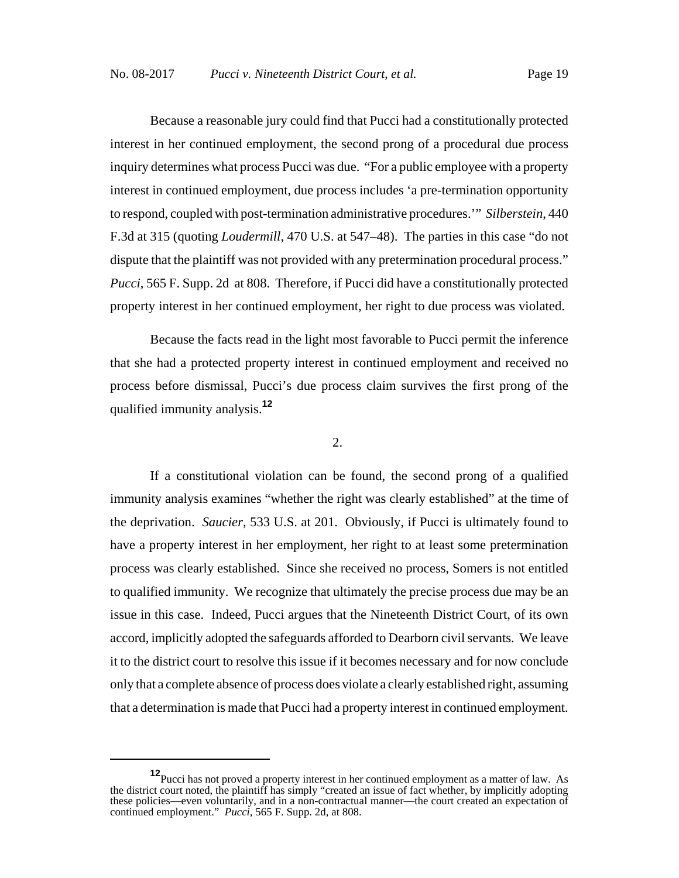Because a reasonable jury could find that Pucci had a constitutionally protected interest in her continued employment, the second prong of a procedural due process inquiry determines what process Pucci was due. "For a public employee with a property interest in continued employment, due process includes 'a pre-termination opportunity to respond, coupled with post-termination administrative procedures.'" *Silberstein*, 440 F.3d at 315 (quoting *Loudermill*, 470 U.S. at 547–48). The parties in this case "do not dispute that the plaintiff was not provided with any pretermination procedural process." *Pucci*, 565 F. Supp. 2d at 808. Therefore, if Pucci did have a constitutionally protected property interest in her continued employment, her right to due process was violated.

Because the facts read in the light most favorable to Pucci permit the inference that she had a protected property interest in continued employment and received no process before dismissal, Pucci's due process claim survives the first prong of the qualified immunity analysis.[12]

2.

If a constitutional violation can be found, the second prong of a qualified immunity analysis examines "whether the right was clearly established" at the time of the deprivation. *Saucier*, 533 U.S. at 201. Obviously, if Pucci is ultimately found to have a property interest in her employment, her right to at least some pretermination process was clearly established. Since she received no process, Somers is not entitled to qualified immunity. We recognize that ultimately the precise process due may be an issue in this case. Indeed, Pucci argues that the Nineteenth District Court, of its own accord, implicitly adopted the safeguards afforded to Dearborn civil servants. We leave it to the district court to resolve this issue if it becomes necessary and for now conclude only that a complete absence of process does violate a clearly established right, assuming that a determination is made that Pucci had a property interest in continued employment.

---

[12] Pucci has not proved a property interest in her continued employment as a matter of law. As the district court noted, the plaintiff has simply "created an issue of fact whether, by implicitly adopting these policies—even voluntarily, and in a non-contractual manner—the court created an expectation of continued employment." *Pucci*, 565 F. Supp. 2d, at 808.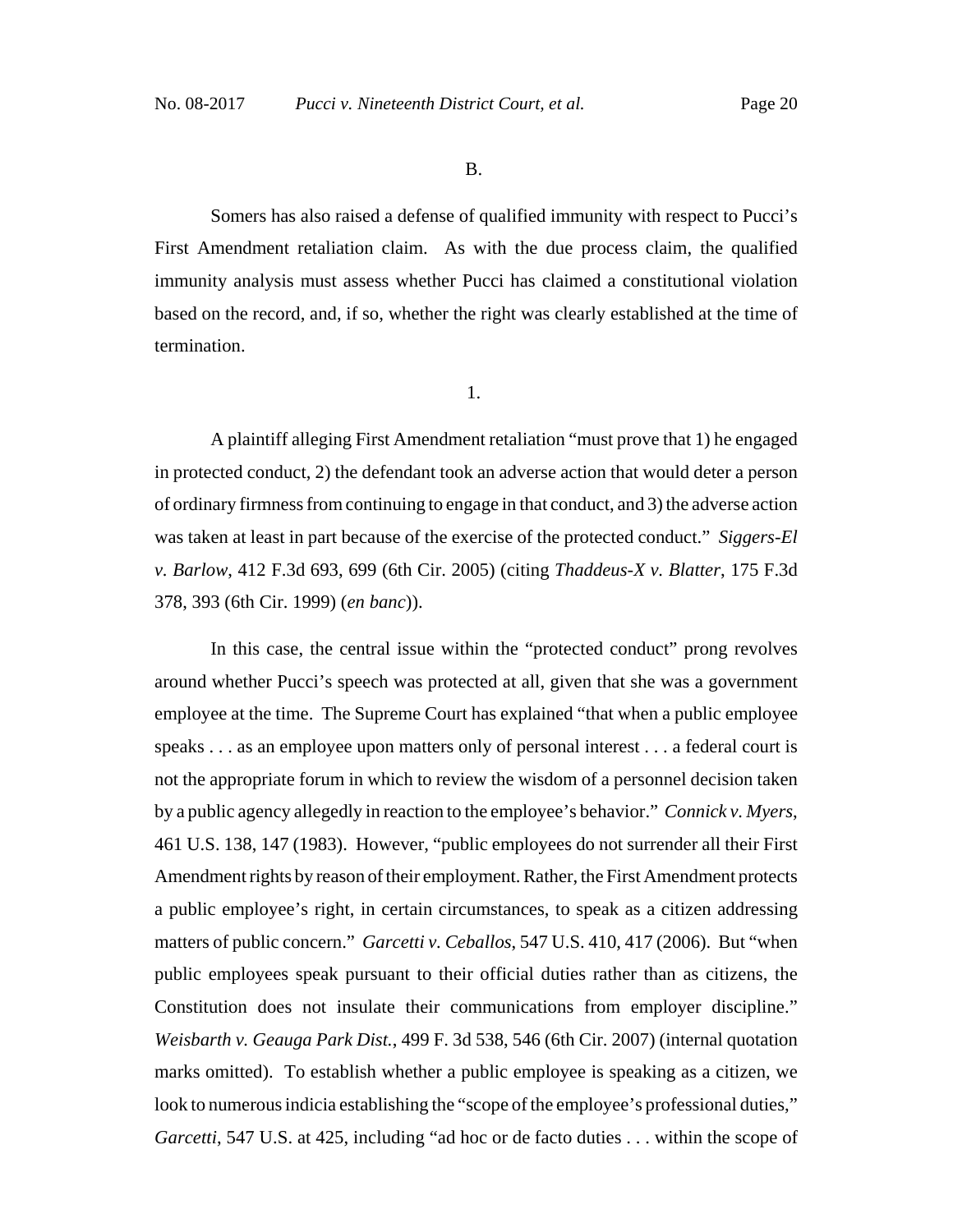B.

Somers has also raised a defense of qualified immunity with respect to Pucci's First Amendment retaliation claim. As with the due process claim, the qualified immunity analysis must assess whether Pucci has claimed a constitutional violation based on the record, and, if so, whether the right was clearly established at the time of termination.

1.

A plaintiff alleging First Amendment retaliation "must prove that 1) he engaged in protected conduct, 2) the defendant took an adverse action that would deter a person of ordinary firmness from continuing to engage in that conduct, and 3) the adverse action was taken at least in part because of the exercise of the protected conduct." *Siggers-El v. Barlow*, 412 F.3d 693, 699 (6th Cir. 2005) (citing *Thaddeus-X v. Blatter*, 175 F.3d 378, 393 (6th Cir. 1999) (*en banc*)).

In this case, the central issue within the "protected conduct" prong revolves around whether Pucci's speech was protected at all, given that she was a government employee at the time. The Supreme Court has explained "that when a public employee speaks . . . as an employee upon matters only of personal interest . . . a federal court is not the appropriate forum in which to review the wisdom of a personnel decision taken by a public agency allegedly in reaction to the employee's behavior." *Connick v. Myers*, 461 U.S. 138, 147 (1983). However, "public employees do not surrender all their First Amendment rights by reason of their employment. Rather, the First Amendment protects a public employee's right, in certain circumstances, to speak as a citizen addressing matters of public concern." *Garcetti v. Ceballos*, 547 U.S. 410, 417 (2006). But "when public employees speak pursuant to their official duties rather than as citizens, the Constitution does not insulate their communications from employer discipline." *Weisbarth v. Geauga Park Dist.*, 499 F. 3d 538, 546 (6th Cir. 2007) (internal quotation marks omitted). To establish whether a public employee is speaking as a citizen, we look to numerous indicia establishing the "scope of the employee's professional duties," *Garcetti*, 547 U.S. at 425, including "ad hoc or de facto duties . . . within the scope of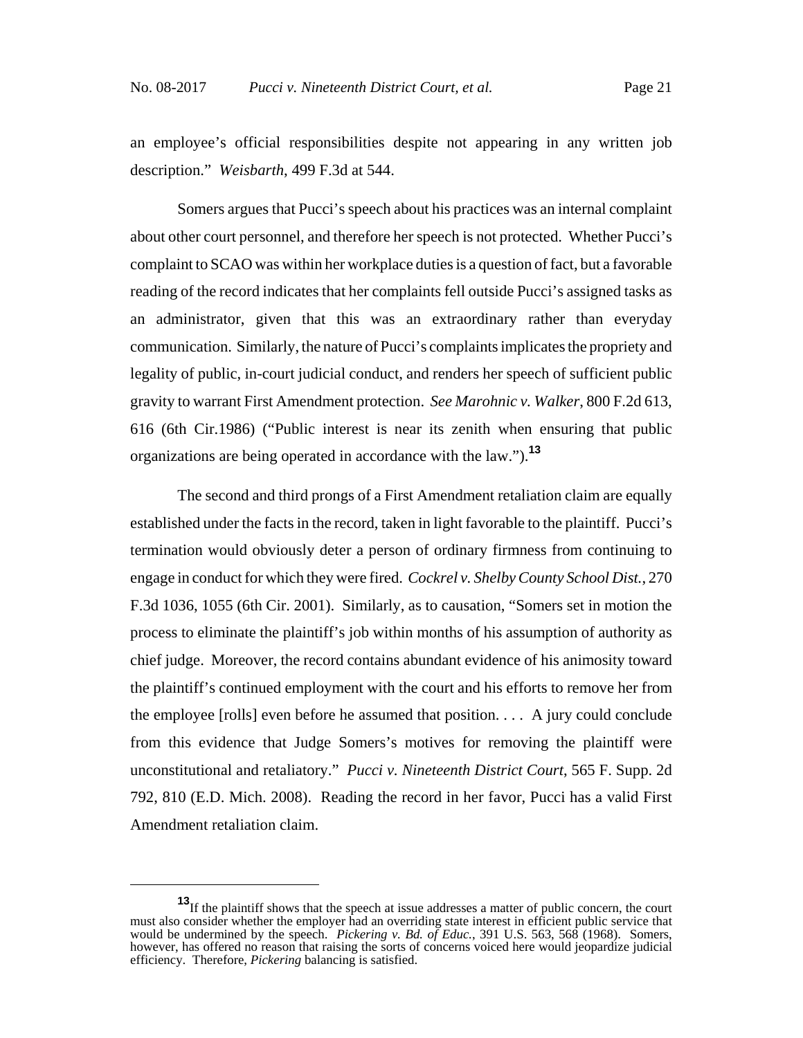an employee's official responsibilities despite not appearing in any written job description." *Weisbarth*, 499 F.3d at 544.

Somers argues that Pucci's speech about his practices was an internal complaint about other court personnel, and therefore her speech is not protected. Whether Pucci's complaint to SCAO was within her workplace duties is a question of fact, but a favorable reading of the record indicates that her complaints fell outside Pucci's assigned tasks as an administrator, given that this was an extraordinary rather than everyday communication. Similarly, the nature of Pucci's complaints implicates the propriety and legality of public, in-court judicial conduct, and renders her speech of sufficient public gravity to warrant First Amendment protection. *See Marohnic v. Walker*, 800 F.2d 613, 616 (6th Cir.1986) ("Public interest is near its zenith when ensuring that public organizations are being operated in accordance with the law.").[13]

The second and third prongs of a First Amendment retaliation claim are equally established under the facts in the record, taken in light favorable to the plaintiff. Pucci's termination would obviously deter a person of ordinary firmness from continuing to engage in conduct for which they were fired. *Cockrel v. Shelby County School Dist.*, 270 F.3d 1036, 1055 (6th Cir. 2001). Similarly, as to causation, "Somers set in motion the process to eliminate the plaintiff's job within months of his assumption of authority as chief judge. Moreover, the record contains abundant evidence of his animosity toward the plaintiff's continued employment with the court and his efforts to remove her from the employee [rolls] even before he assumed that position. . . . A jury could conclude from this evidence that Judge Somers's motives for removing the plaintiff were unconstitutional and retaliatory." *Pucci v. Nineteenth District Court*, 565 F. Supp. 2d 792, 810 (E.D. Mich. 2008). Reading the record in her favor, Pucci has a valid First Amendment retaliation claim.

---

[13] If the plaintiff shows that the speech at issue addresses a matter of public concern, the court must also consider whether the employer had an overriding state interest in efficient public service that would be undermined by the speech. *Pickering v. Bd. of Educ.*, 391 U.S. 563, 568 (1968). Somers, however, has offered no reason that raising the sorts of concerns voiced here would jeopardize judicial efficiency. Therefore, *Pickering* balancing is satisfied.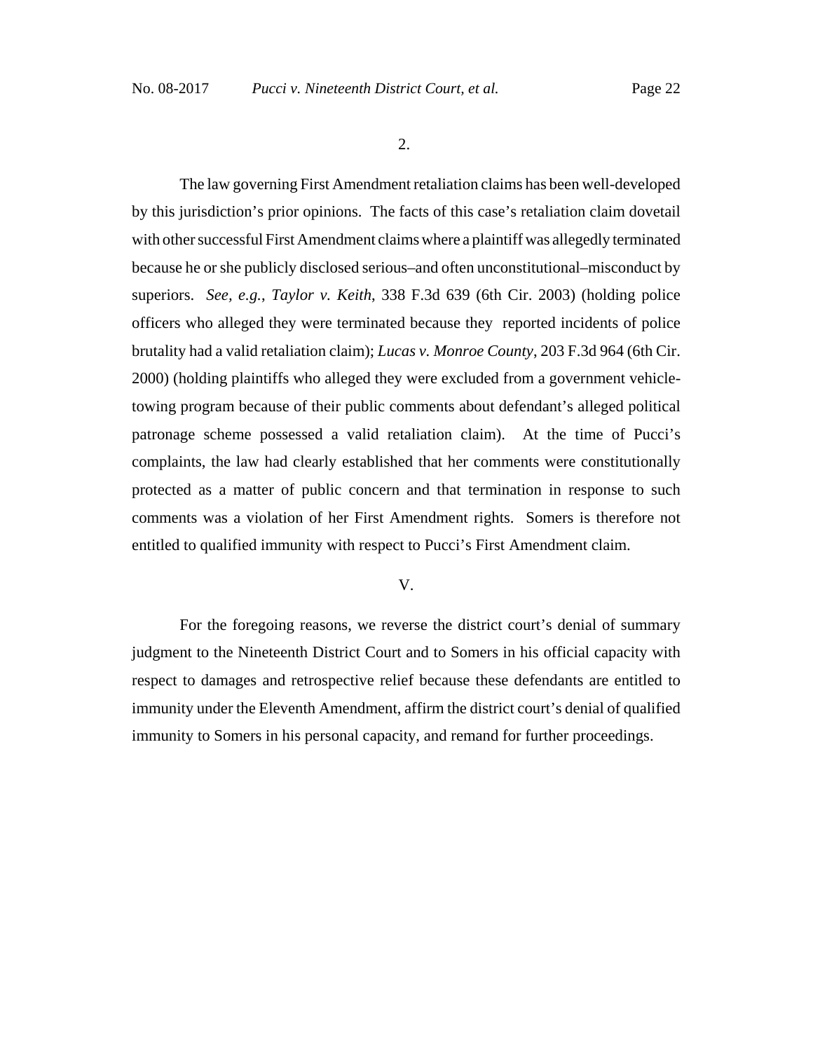2.

The law governing First Amendment retaliation claims has been well-developed by this jurisdiction's prior opinions. The facts of this case's retaliation claim dovetail with other successful First Amendment claims where a plaintiff was allegedly terminated because he or she publicly disclosed serious–and often unconstitutional–misconduct by superiors. *See, e.g.*, *Taylor v. Keith*, 338 F.3d 639 (6th Cir. 2003) (holding police officers who alleged they were terminated because they reported incidents of police brutality had a valid retaliation claim); *Lucas v. Monroe County*, 203 F.3d 964 (6th Cir. 2000) (holding plaintiffs who alleged they were excluded from a government vehicle-towing program because of their public comments about defendant's alleged political patronage scheme possessed a valid retaliation claim). At the time of Pucci's complaints, the law had clearly established that her comments were constitutionally protected as a matter of public concern and that termination in response to such comments was a violation of her First Amendment rights. Somers is therefore not entitled to qualified immunity with respect to Pucci's First Amendment claim.

V.

For the foregoing reasons, we reverse the district court's denial of summary judgment to the Nineteenth District Court and to Somers in his official capacity with respect to damages and retrospective relief because these defendants are entitled to immunity under the Eleventh Amendment, affirm the district court's denial of qualified immunity to Somers in his personal capacity, and remand for further proceedings.